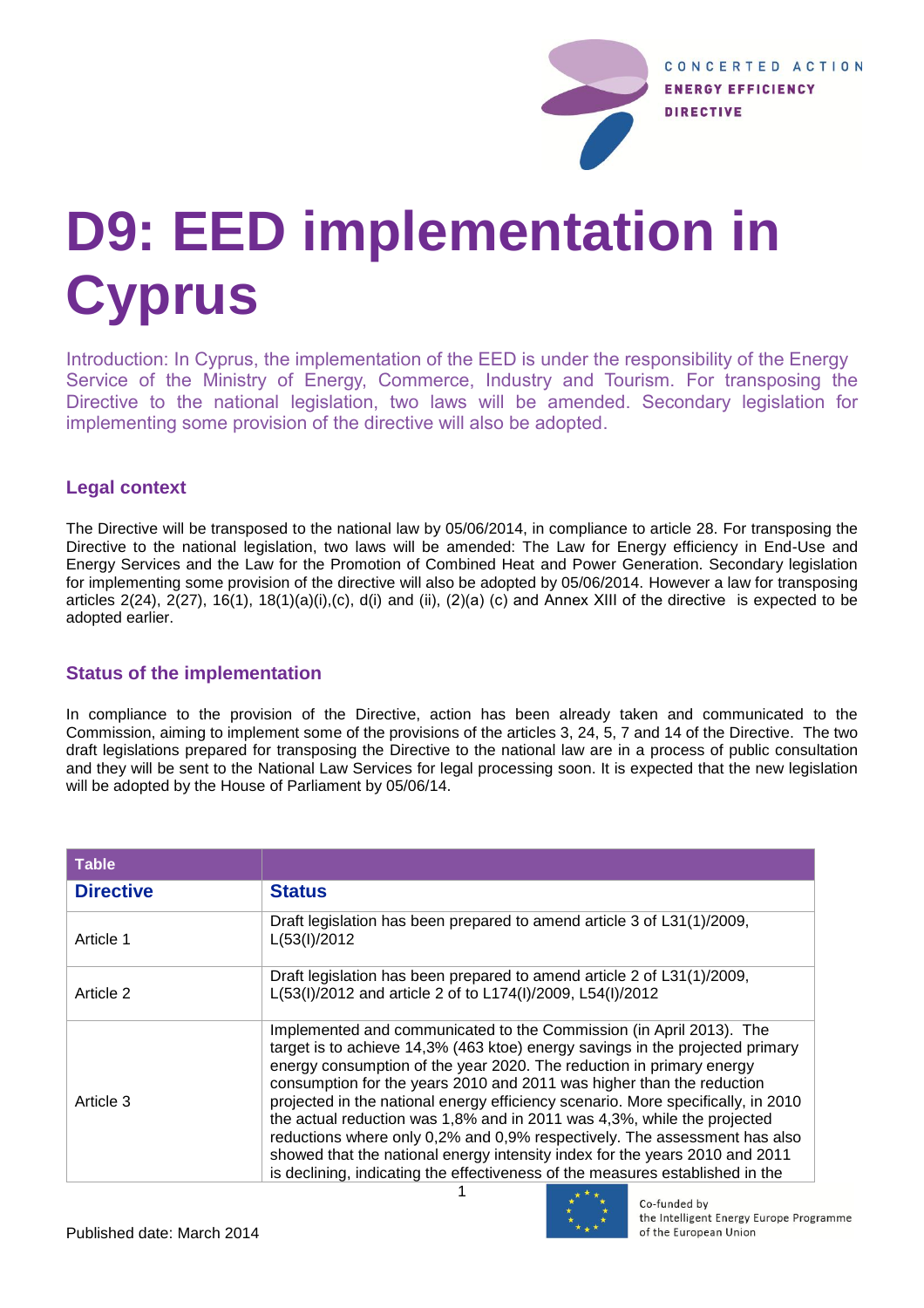# D9: EED implementation in Cyprus

Introduction: In Cyprus, the implementation of the EED is under the responsibility of the Energy Service of the Ministry of Energy, Commerce, Industry and Tourism. For transposing the Directive to the national legislation, two laws will be amended. Secondary legislation for implementing some provision of the directive will also be adopted.

## Legal context

The Directive will be transposed to the national law by 05/06/2014, in compliance to article 28. For transposing the Directive to the national legislation, two laws will be amended: The Law for Energy efficiency in End-Use and Energy Services and the Law for the Promotion of Combined Heat and Power Generation. Secondary legislation for implementing some provision of the directive will also be adopted by 05/06/2014. However a law for transposing articles 2(24), 2(27), 16(1), 18(1)(a)(i),(c), d(i) and (ii), (2)(a) (c) and Annex XIII of the directive is expected to be adopted earlier.

## Status of the implementation

In compliance to the provision of the Directive, action has been already taken and communicated to the Commission, aiming to implement some of the provisions of the articles 3, 24, 5, 7 and 14 of the Directive. The two draft legislations prepared for transposing the Directive to the national law are in a process of public consultation and they will be sent to the National Law Services for legal processing soon. It is expected that the new legislation will be adopted by the House of Parliament by 05/06/14.

| Table | |
|---|---|
| **Directive** | **Status** |
| Article 1 | Draft legislation has been prepared to amend article 3 of L31(1)/2009, L(53(I)/2012 |
| Article 2 | Draft legislation has been prepared to amend article 2 of L31(1)/2009, L(53(I)/2012 and article 2 of to L174(I)/2009, L54(I)/2012 |
| Article 3 | Implemented and communicated to the Commission (in April 2013). The target is to achieve 14,3% (463 ktoe) energy savings in the projected primary energy consumption of the year 2020. The reduction in primary energy consumption for the years 2010 and 2011 was higher than the reduction projected in the national energy efficiency scenario. More specifically, in 2010 the actual reduction was 1,8% and in 2011 was 4,3%, while the projected reductions where only 0,2% and 0,9% respectively. The assessment has also showed that the national energy intensity index for the years 2010 and 2011 is declining, indicating the effectiveness of the measures established in the |

Published date: March 2014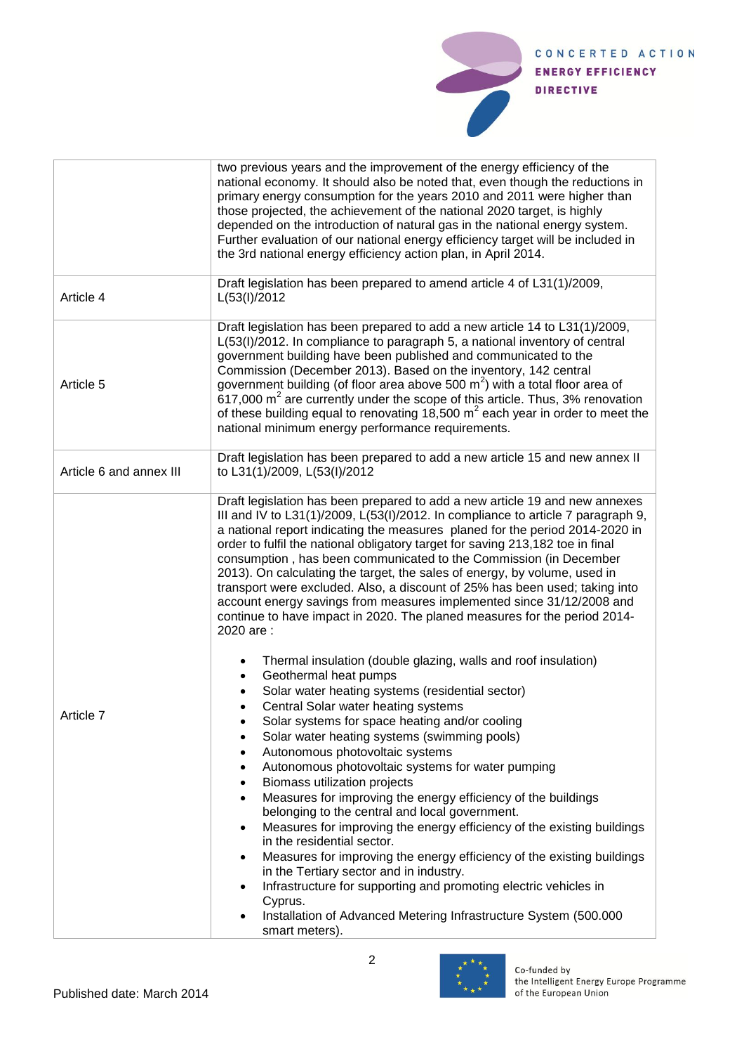| | |
|---|---|
| | two previous years and the improvement of the energy efficiency of the national economy. It should also be noted that, even though the reductions in primary energy consumption for the years 2010 and 2011 were higher than those projected, the achievement of the national 2020 target, is highly depended on the introduction of natural gas in the national energy system. Further evaluation of our national energy efficiency target will be included in the 3rd national energy efficiency action plan, in April 2014. |
| Article 4 | Draft legislation has been prepared to amend article 4 of L31(1)/2009, L(53(I)/2012 |
| Article 5 | Draft legislation has been prepared to add a new article 14 to L31(1)/2009, L(53(I)/2012. In compliance to paragraph 5, a national inventory of central government building have been published and communicated to the Commission (December 2013). Based on the inventory, 142 central government building (of floor area above 500 $m^2$) with a total floor area of 617,000 $m^2$ are currently under the scope of this article. Thus, 3% renovation of these building equal to renovating 18,500 $m^2$ each year in order to meet the national minimum energy performance requirements. |
| Article 6 and annex III | Draft legislation has been prepared to add a new article 15 and new annex II to L31(1)/2009, L(53(I)/2012 |
| Article 7 | Draft legislation has been prepared to add a new article 19 and new annexes III and IV to L31(1)/2009, L(53(I)/2012. In compliance to article 7 paragraph 9, a national report indicating the measures planed for the period 2014-2020 in order to fulfil the national obligatory target for saving 213,182 toe in final consumption , has been communicated to the Commission (in December 2013). On calculating the target, the sales of energy, by volume, used in transport were excluded. Also, a discount of 25% has been used; taking into account energy savings from measures implemented since 31/12/2008 and continue to have impact in 2020. The planed measures for the period 2014-2020 are :<br><br>• Thermal insulation (double glazing, walls and roof insulation)<br>• Geothermal heat pumps<br>• Solar water heating systems (residential sector)<br>• Central Solar water heating systems<br>• Solar systems for space heating and/or cooling<br>• Solar water heating systems (swimming pools)<br>• Autonomous photovoltaic systems<br>• Autonomous photovoltaic systems for water pumping<br>• Biomass utilization projects<br>• Measures for improving the energy efficiency of the buildings belonging to the central and local government.<br>• Measures for improving the energy efficiency of the existing buildings in the residential sector.<br>• Measures for improving the energy efficiency of the existing buildings in the Tertiary sector and in industry.<br>• Infrastructure for supporting and promoting electric vehicles in Cyprus.<br>• Installation of Advanced Metering Infrastructure System (500.000 smart meters). |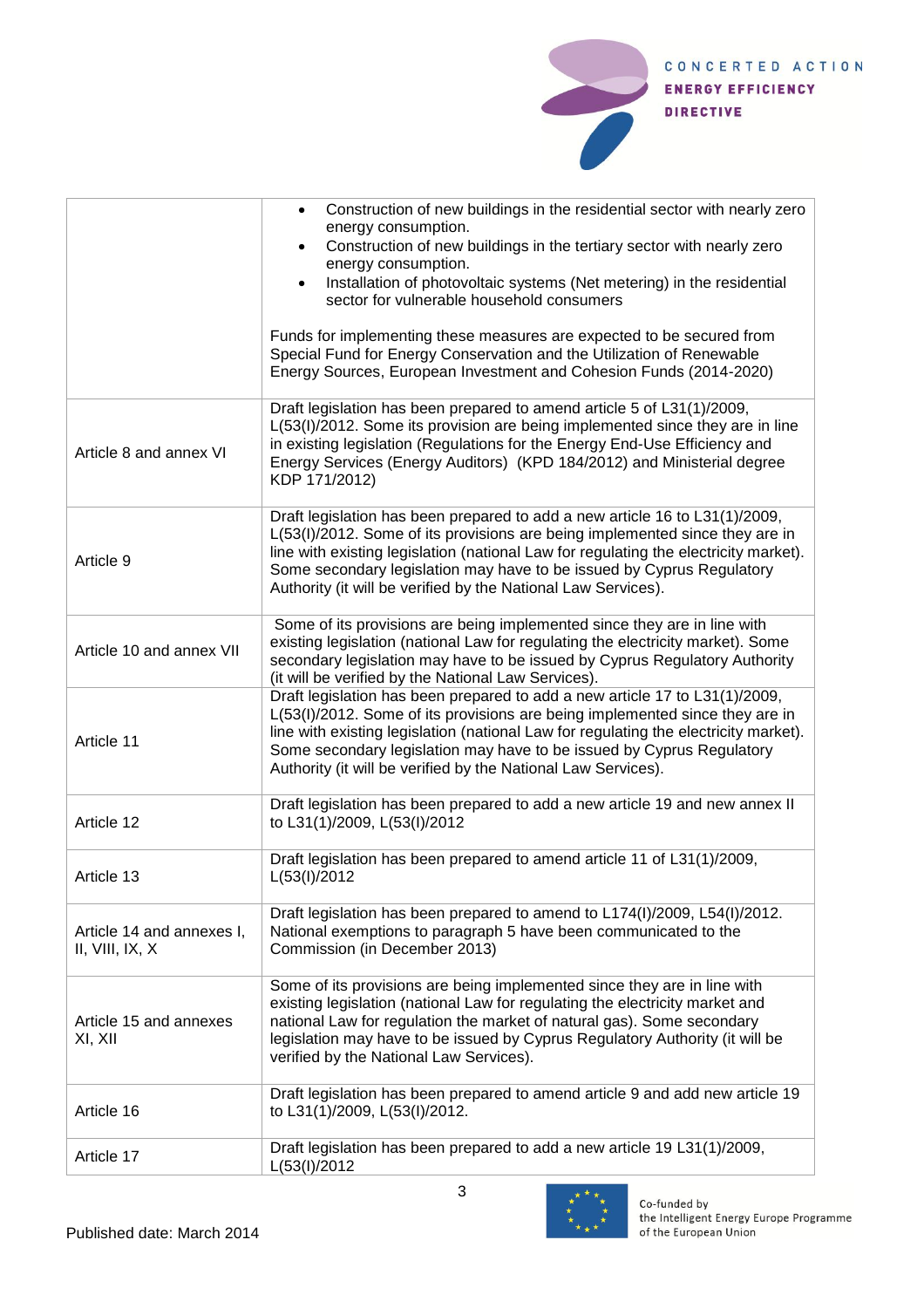| | |
|---|---|
| | • Construction of new buildings in the residential sector with nearly zero energy consumption.<br>• Construction of new buildings in the tertiary sector with nearly zero energy consumption.<br>• Installation of photovoltaic systems (Net metering) in the residential sector for vulnerable household consumers<br><br>Funds for implementing these measures are expected to be secured from Special Fund for Energy Conservation and the Utilization of Renewable Energy Sources, European Investment and Cohesion Funds (2014-2020) |
| Article 8 and annex VI | Draft legislation has been prepared to amend article 5 of L31(1)/2009, L(53(I)/2012. Some its provision are being implemented since they are in line in existing legislation (Regulations for the Energy End-Use Efficiency and Energy Services (Energy Auditors) (KPD 184/2012) and Ministerial degree KDP 171/2012) |
| Article 9 | Draft legislation has been prepared to add a new article 16 to L31(1)/2009, L(53(I)/2012. Some of its provisions are being implemented since they are in line with existing legislation (national Law for regulating the electricity market). Some secondary legislation may have to be issued by Cyprus Regulatory Authority (it will be verified by the National Law Services). |
| Article 10 and annex VII | Some of its provisions are being implemented since they are in line with existing legislation (national Law for regulating the electricity market). Some secondary legislation may have to be issued by Cyprus Regulatory Authority (it will be verified by the National Law Services). |
| Article 11 | Draft legislation has been prepared to add a new article 17 to L31(1)/2009, L(53(I)/2012. Some of its provisions are being implemented since they are in line with existing legislation (national Law for regulating the electricity market). Some secondary legislation may have to be issued by Cyprus Regulatory Authority (it will be verified by the National Law Services). |
| Article 12 | Draft legislation has been prepared to add a new article 19 and new annex II to L31(1)/2009, L(53(I)/2012 |
| Article 13 | Draft legislation has been prepared to amend article 11 of L31(1)/2009, L(53(I)/2012 |
| Article 14 and annexes I, II, VIII, IX, X | Draft legislation has been prepared to amend to L174(I)/2009, L54(I)/2012. National exemptions to paragraph 5 have been communicated to the Commission (in December 2013) |
| Article 15 and annexes XI, XII | Some of its provisions are being implemented since they are in line with existing legislation (national Law for regulating the electricity market and national Law for regulation the market of natural gas). Some secondary legislation may have to be issued by Cyprus Regulatory Authority (it will be verified by the National Law Services). |
| Article 16 | Draft legislation has been prepared to amend article 9 and add new article 19 to L31(1)/2009, L(53(I)/2012. |
| Article 17 | Draft legislation has been prepared to add a new article 19 L31(1)/2009, L(53(I)/2012 |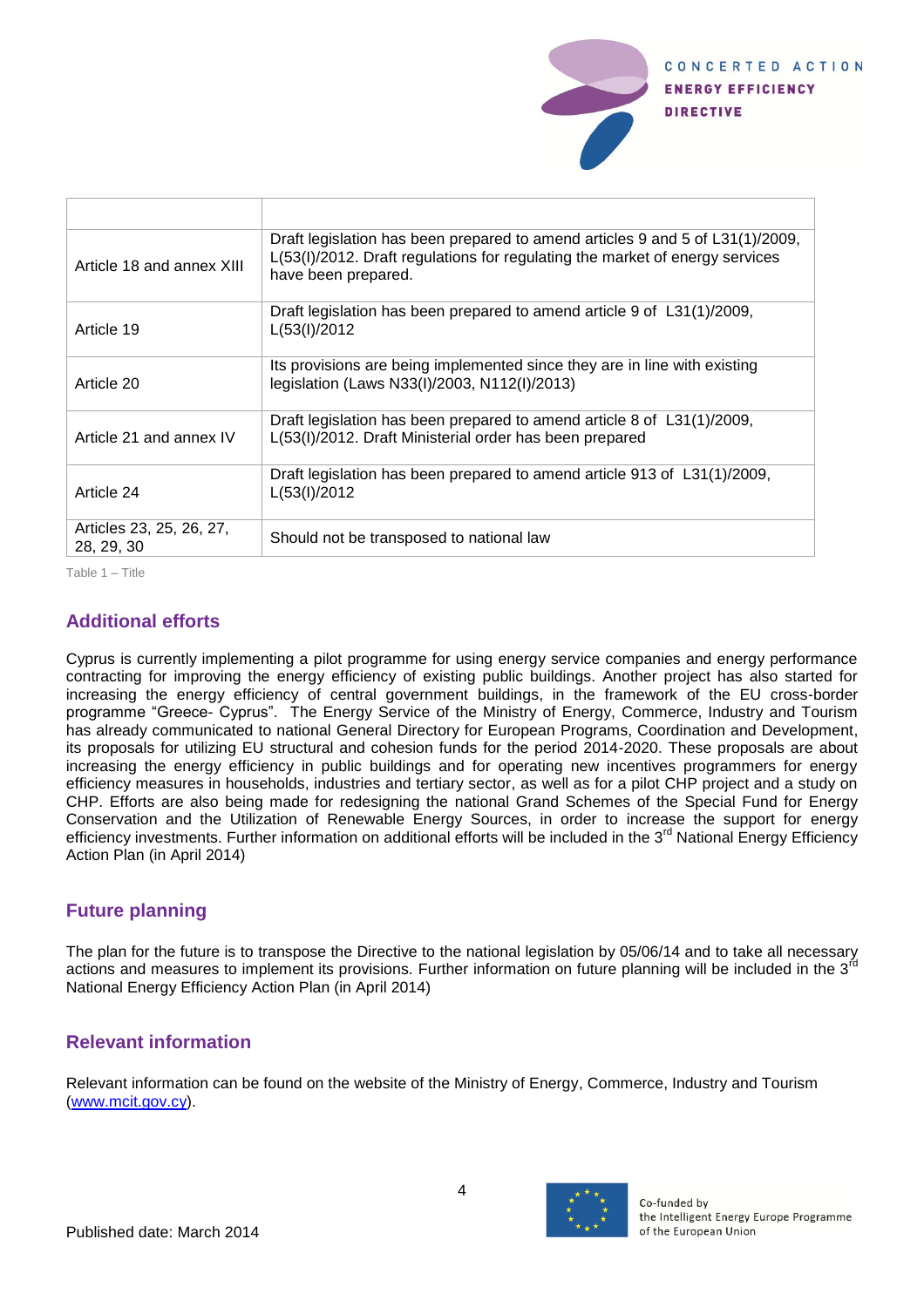| | |
|---|---|
| Article 18 and annex XIII | Draft legislation has been prepared to amend articles 9 and 5 of L31(1)/2009, L(53(I)/2012. Draft regulations for regulating the market of energy services have been prepared. |
| Article 19 | Draft legislation has been prepared to amend article 9 of L31(1)/2009, L(53(I)/2012 |
| Article 20 | Its provisions are being implemented since they are in line with existing legislation (Laws N33(I)/2003, N112(I)/2013) |
| Article 21 and annex IV | Draft legislation has been prepared to amend article 8 of L31(1)/2009, L(53(I)/2012. Draft Ministerial order has been prepared |
| Article 24 | Draft legislation has been prepared to amend article 913 of L31(1)/2009, L(53(I)/2012 |
| Articles 23, 25, 26, 27, 28, 29, 30 | Should not be transposed to national law |

Table 1 – Title

## Additional efforts

Cyprus is currently implementing a pilot programme for using energy service companies and energy performance contracting for improving the energy efficiency of existing public buildings. Another project has also started for increasing the energy efficiency of central government buildings, in the framework of the EU cross-border programme "Greece- Cyprus". The Energy Service of the Ministry of Energy, Commerce, Industry and Tourism has already communicated to national General Directory for European Programs, Coordination and Development, its proposals for utilizing EU structural and cohesion funds for the period 2014-2020. These proposals are about increasing the energy efficiency in public buildings and for operating new incentives programmers for energy efficiency measures in households, industries and tertiary sector, as well as for a pilot CHP project and a study on CHP. Efforts are also being made for redesigning the national Grand Schemes of the Special Fund for Energy Conservation and the Utilization of Renewable Energy Sources, in order to increase the support for energy efficiency investments. Further information on additional efforts will be included in the 3rd National Energy Efficiency Action Plan (in April 2014)

## Future planning

The plan for the future is to transpose the Directive to the national legislation by 05/06/14 and to take all necessary actions and measures to implement its provisions. Further information on future planning will be included in the 3rd National Energy Efficiency Action Plan (in April 2014)

## Relevant information

Relevant information can be found on the website of the Ministry of Energy, Commerce, Industry and Tourism (www.mcit.gov.cy).